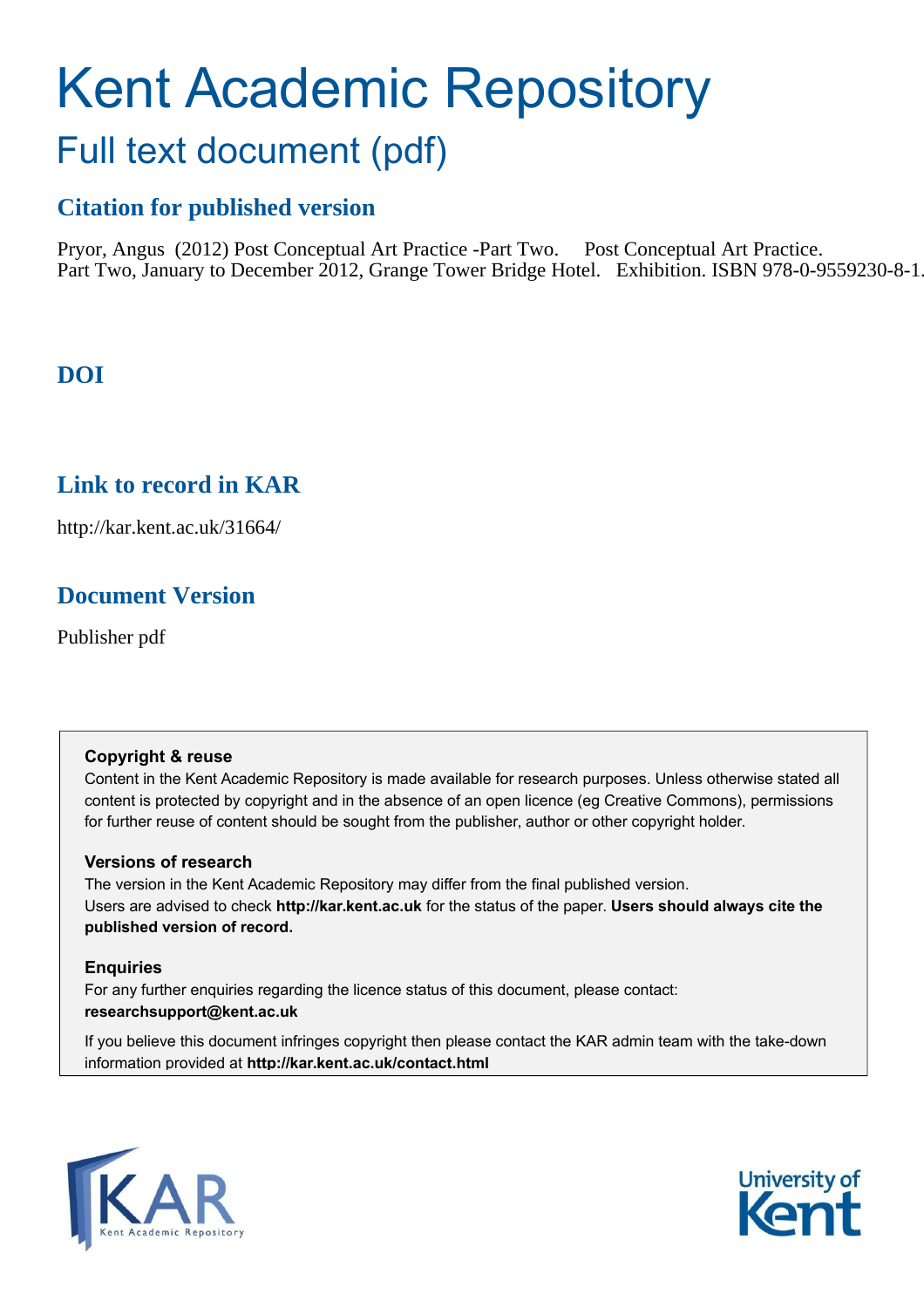# Kent Academic Repository

## Full text document (pdf)

### Citation for published version

Pryor, Angus (2012) Post Conceptual Art Practice -Part Two. Post Conceptual Art Practice. Part Two, January to December 2012, Grange Tower Bridge Hotel. Exhibition. ISBN 978-0-9559230-8-1.

### DOI

### Link to record in KAR

http://kar.kent.ac.uk/31664/

### Document Version

Publisher pdf

**Copyright & reuse**
Content in the Kent Academic Repository is made available for research purposes. Unless otherwise stated all content is protected by copyright and in the absence of an open licence (eg Creative Commons), permissions for further reuse of content should be sought from the publisher, author or other copyright holder.

**Versions of research**
The version in the Kent Academic Repository may differ from the final published version.
Users are advised to check **http://kar.kent.ac.uk** for the status of the paper. **Users should always cite the published version of record.**

**Enquiries**
For any further enquiries regarding the licence status of this document, please contact:
**researchsupport@kent.ac.uk**

If you believe this document infringes copyright then please contact the KAR admin team with the take-down information provided at **http://kar.kent.ac.uk/contact.html**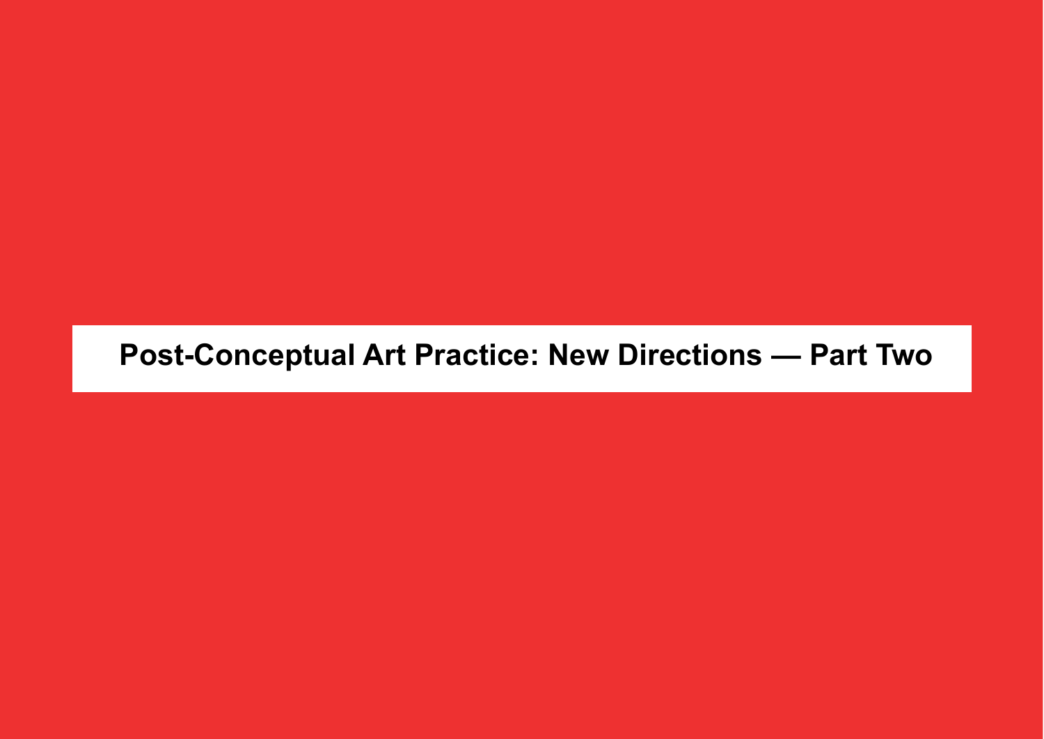# Post-Conceptual Art Practice: New Directions — Part Two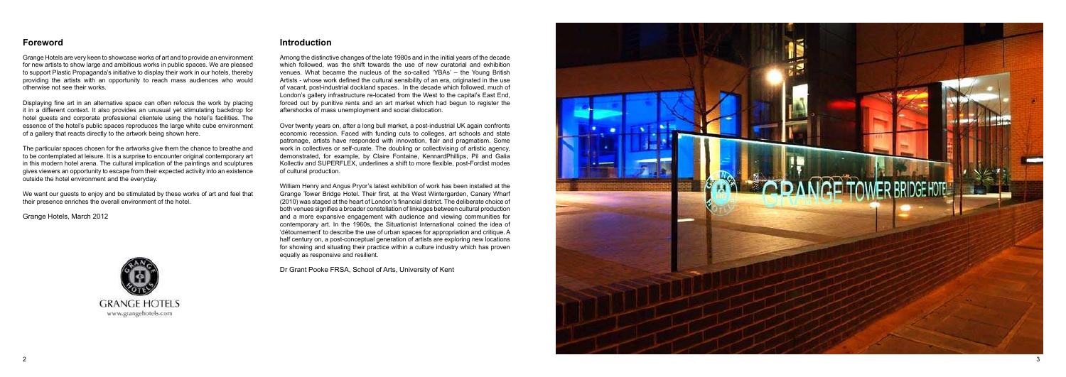## Foreword

Grange Hotels are very keen to showcase works of art and to provide an environment for new artists to show large and ambitious works in public spaces. We are pleased to support Plastic Propaganda's initiative to display their work in our hotels, thereby providing the artists with an opportunity to reach mass audiences who would otherwise not see their works.

Displaying fine art in an alternative space can often refocus the work by placing it in a different context. It also provides an unusual yet stimulating backdrop for hotel guests and corporate professional clientele using the hotel's facilities. The essence of the hotel's public spaces reproduces the large white cube environment of a gallery that reacts directly to the artwork being shown here.

The particular spaces chosen for the artworks give them the chance to breathe and to be contemplated at leisure. It is a surprise to encounter original contemporary art in this modern hotel arena. The cultural implication of the paintings and sculptures gives viewers an opportunity to escape from their expected activity into an existence outside the hotel environment and the everyday.

We want our guests to enjoy and be stimulated by these works of art and feel that their presence enriches the overall environment of the hotel.

Grange Hotels, March 2012

GRANGE HOTELS
www.grangehotels.com

## Introduction

Among the distinctive changes of the late 1980s and in the initial years of the decade which followed, was the shift towards the use of new curatorial and exhibition venues. What became the nucleus of the so-called 'YBAs' – the Young British Artists - whose work defined the cultural sensibility of an era, originated in the use of vacant, post-industrial dockland spaces. In the decade which followed, much of London's gallery infrastructure re-located from the West to the capital's East End, forced out by punitive rents and an art market which had begun to register the aftershocks of mass unemployment and social dislocation.

Over twenty years on, after a long bull market, a post-industrial UK again confronts economic recession. Faced with funding cuts to colleges, art schools and state patronage, artists have responded with innovation, flair and pragmatism. Some work in collectives or self-curate. The doubling or collectivising of artistic agency, demonstrated, for example, by Claire Fontaine, KennardPhillips, Pil and Galia Kollectiv and SUPERFLEX, underlines a shift to more flexible, post-Fordist modes of cultural production.

William Henry and Angus Pryor's latest exhibition of work has been installed at the Grange Tower Bridge Hotel. Their first, at the West Wintergarden, Canary Wharf (2010) was staged at the heart of London's financial district. The deliberate choice of both venues signifies a broader constellation of linkages between cultural production and a more expansive engagement with audience and viewing communities for contemporary art. In the 1960s, the Situationist International coined the idea of 'détournement' to describe the use of urban spaces for appropriation and critique. A half century on, a post-conceptual generation of artists are exploring new locations for showing and situating their practice within a culture industry which has proven equally as responsive and resilient.

Dr Grant Pooke FRSA, School of Arts, University of Kent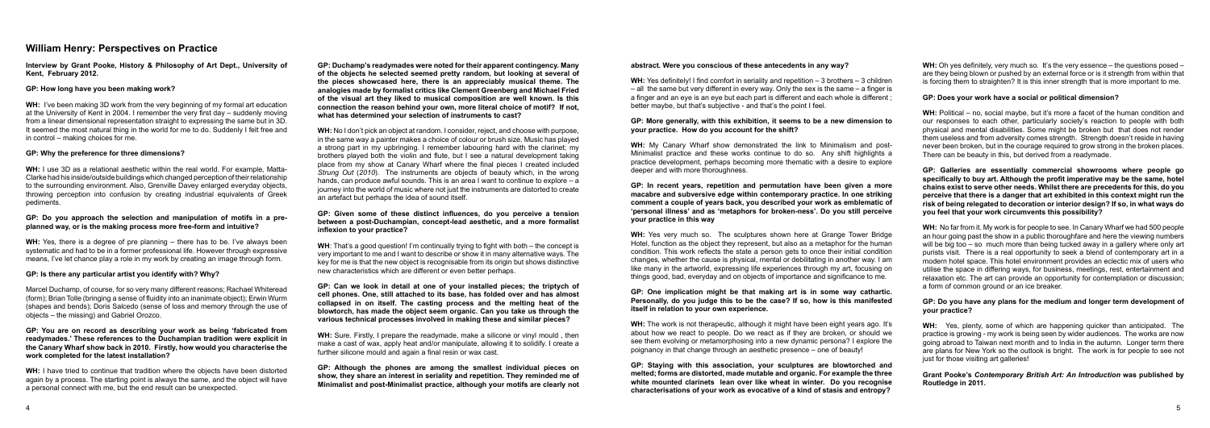## William Henry: Perspectives on Practice

**Interview by Grant Pooke, History & Philosophy of Art Dept., University of Kent, February 2012.**

**GP: How long have you been making work?**

**WH:** I've been making 3D work from the very beginning of my formal art education at the University of Kent in 2004. I remember the very first day – suddenly moving from a linear dimensional representation straight to expressing the same but in 3D. It seemed the most natural thing in the world for me to do. Suddenly I felt free and in control – making choices for me.

**GP: Why the preference for three dimensions?**

**WH:** I use 3D as a relational aesthetic within the real world. For example, Matta-Clarke had his inside/outside buildings which changed perception of their relationship to the surrounding environment. Also, Grenville Davey enlarged everyday objects, throwing perception into confusion by creating industrial equivalents of Greek pediments.

**GP: Do you approach the selection and manipulation of motifs in a pre-planned way, or is the making process more free-form and intuitive?**

**WH:** Yes, there is a degree of pre planning – there has to be. I've always been systematic and had to be in a former professional life. However through expressive means, I've let chance play a role in my work by creating an image through form.

**GP: Is there any particular artist you identify with? Why?**

Marcel Duchamp, of course, for so very many different reasons; Rachael Whiteread (form); Brian Tolle (bringing a sense of fluidity into an inanimate object); Erwin Wurm (shapes and bends); Doris Salcedo (sense of loss and memory through the use of objects – the missing) and Gabriel Orozco.

**GP: You are on record as describing your work as being 'fabricated from readymades.' These references to the Duchampian tradition were explicit in the Canary Wharf show back in 2010. Firstly, how would you characterise the work completed for the latest installation?**

**WH:** I have tried to continue that tradition where the objects have been distorted again by a process. The starting point is always the same, and the object will have a personal connect with me, but the end result can be unexpected.

**GP: Duchamp's readymades were noted for their apparent contingency. Many of the objects he selected seemed pretty random, but looking at several of the pieces showcased here, there is an appreciably musical theme. The analogies made by formalist critics like Clement Greenberg and Michael Fried of the visual art they liked to musical composition are well known. Is this connection the reason behind your own, more literal choice of motif? If not, what has determined your selection of instruments to cast?**

**WH:** No I don't pick an object at random. I consider, reject, and choose with purpose, in the same way a painter makes a choice of colour or brush size. Music has played a strong part in my upbringing. I remember labouring hard with the clarinet; my brothers played both the violin and flute, but I see a natural development taking place from my show at Canary Wharf where the final pieces I created included *Strung Out* (*2010*). The instruments are objects of beauty which, in the wrong hands, can produce awful sounds. This is an area I want to continue to explore – a journey into the world of music where not just the instruments are distorted to create an artefact but perhaps the idea of sound itself.

**GP: Given some of these distinct influences, do you perceive a tension between a post-Duchampian, concept-lead aesthetic, and a more formalist inflexion to your practice?**

**WH**: That's a good question! I'm continually trying to fight with both – the concept is very important to me and I want to describe or show it in many alternative ways. The key for me is that the new object is recognisable from its origin but shows distinctive new characteristics which are different or even better perhaps.

**GP: Can we look in detail at one of your installed pieces; the triptych of cell phones. One, still attached to its base, has folded over and has almost collapsed in on itself. The casting process and the melting heat of the blowtorch, has made the object seem organic. Can you take us through the various technical processes involved in making these and similar pieces?**

**WH:** Sure. Firstly, I prepare the readymade, make a silicone or vinyl mould , then make a cast of wax, apply heat and/or manipulate, allowing it to solidify. I create a further silicone mould and again a final resin or wax cast.

**GP: Although the phones are among the smallest individual pieces on show, they share an interest in seriality and repetition. They remind me of Minimalist and post-Minimalist practice, although your motifs are clearly not abstract. Were you conscious of these antecedents in any way?**

**WH:** Yes definitely! I find comfort in seriality and repetition – 3 brothers – 3 children – all the same but very different in every way. Only the sex is the same – a finger is a finger and an eye is an eye but each part is different and each whole is different ; better maybe, but that's subjective - and that's the point I feel.

**GP: More generally, with this exhibition, it seems to be a new dimension to your practice. How do you account for the shift?**

**WH:** My Canary Wharf show demonstrated the link to Minimalism and post-Minimalist practice and these works continue to do so. Any shift highlights a practice development, perhaps becoming more thematic with a desire to explore deeper and with more thoroughness.

**GP: In recent years, repetition and permutation have been given a more macabre and subversive edge within contemporary practice. In one striking comment a couple of years back, you described your work as emblematic of 'personal illness' and as 'metaphors for broken-ness'. Do you still perceive your practice in this way**

**WH:** Yes very much so. The sculptures shown here at Grange Tower Bridge Hotel, function as the object they represent, but also as a metaphor for the human condition. This work reflects the state a person gets to once their initial condition changes, whether the cause is physical, mental or debilitating in another way. I am like many in the artworld, expressing life experiences through my art, focusing on things good, bad, everyday and on objects of importance and significance to me.

**GP: One implication might be that making art is in some way cathartic. Personally, do you judge this to be the case? If so, how is this manifested itself in relation to your own experience.**

**WH:** The work is not therapeutic, although it might have been eight years ago. It's about how we react to people. Do we react as if they are broken, or should we see them evolving or metamorphosing into a new dynamic persona? I explore the poignancy in that change through an aesthetic presence – one of beauty!

**GP: Staying with this association, your sculptures are blowtorched and melted; forms are distorted, made mutable and organic. For example the three white mounted clarinets lean over like wheat in winter. Do you recognise characterisations of your work as evocative of a kind of stasis and entropy?**

**WH:** Oh yes definitely, very much so. It's the very essence – the questions posed – are they being blown or pushed by an external force or is it strength from within that is forcing them to straighten? It is this inner strength that is more important to me.

**GP: Does your work have a social or political dimension?**

**WH:** Political – no, social maybe, but it's more a facet of the human condition and our responses to each other, particularly society's reaction to people with both physical and mental disabilities. Some might be broken but that does not render them useless and from adversity comes strength. Strength doesn't reside in having never been broken, but in the courage required to grow strong in the broken places. There can be beauty in this, but derived from a readymade.

**GP: Galleries are essentially commercial showrooms where people go specifically to buy art. Although the profit imperative may be the same, hotel chains exist to serve other needs. Whilst there are precedents for this, do you perceive that there is a danger that art exhibited in this context might run the risk of being relegated to decoration or interior design? If so, in what ways do you feel that your work circumvents this possibility?**

**WH:** No far from it. My work is for people to see. In Canary Wharf we had 500 people an hour going past the show in a public thoroughfare and here the viewing numbers will be big too – so much more than being tucked away in a gallery where only art purists visit. There is a real opportunity to seek a blend of contemporary art in a modern hotel space. This hotel environment provides an eclectic mix of users who utilise the space in differing ways, for business, meetings, rest, entertainment and relaxation etc. The art can provide an opportunity for contemplation or discussion; a form of common ground or an ice breaker.

**GP: Do you have any plans for the medium and longer term development of your practice?**

**WH:** Yes, plenty, some of which are happening quicker than anticipated. The practice is growing - my work is being seen by wider audiences. The works are now going abroad to Taiwan next month and to India in the autumn. Longer term there are plans for New York so the outlook is bright. The work is for people to see not just for those visiting art galleries!

**Grant Pooke's *Contemporary British Art: An Introduction* was published by Routledge in 2011.**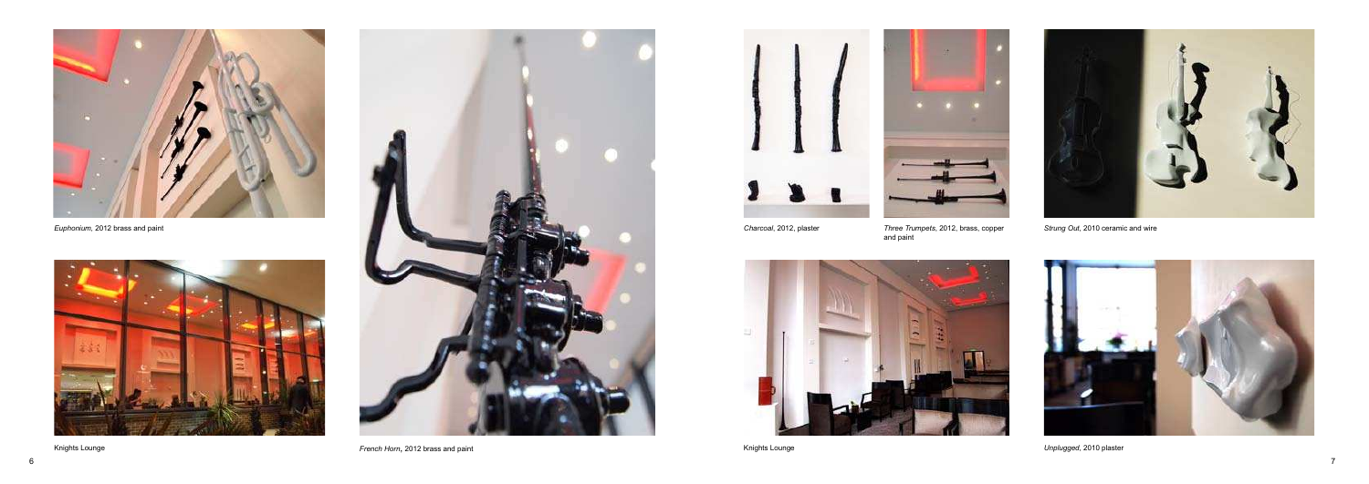*Euphonium*, 2012 brass and paint

Knights Lounge

*French Horn*, 2012 brass and paint

*Charcoal*, 2012, plaster

*Three Trumpets*, 2012, brass, copper and paint

Knights Lounge

*Strung Out*, 2010 ceramic and wire

*Unplugged*, 2010 plaster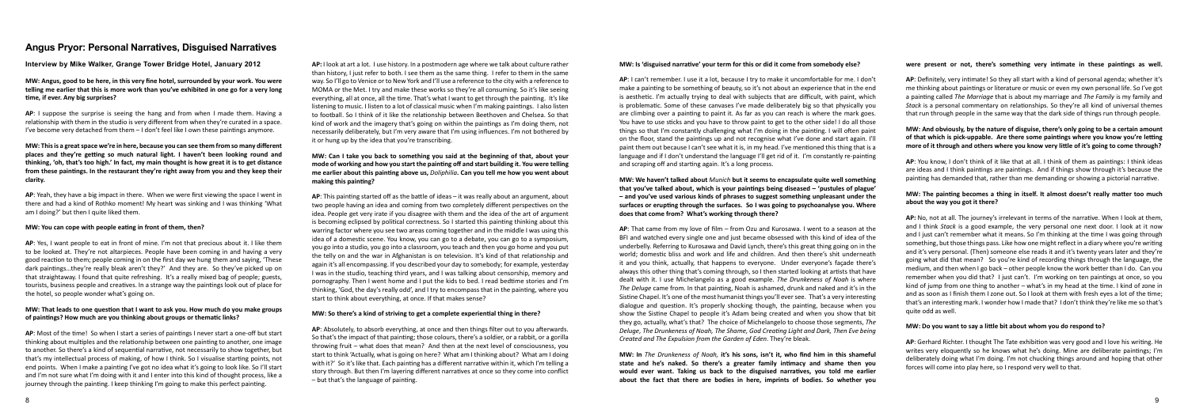# Angus Pryor: Personal Narratives, Disguised Narratives

**Interview by Mike Walker, Grange Tower Bridge Hotel, January 2012**

**MW: Angus, good to be here, in this very fine hotel, surrounded by your work. You were telling me earlier that this is more work than you've exhibited in one go for a very long time, if ever. Any big surprises?**

**AP**: I suppose the surprise is seeing the hang and from when I made them. Having a relationship with them in the studio is very different from when they're curated in a space. I've become very detached from them – I don't feel like I own these paintings anymore.

**MW: This is a great space we're in here, because you can see them from so many different places and they're getting so much natural light. I haven't been looking round and thinking, 'oh, that's too high.' In fact, my main thought is how great it is to get distance from these paintings. In the restaurant they're right away from you and they keep their clarity.**

**AP**: Yeah, they have a big impact in there. When we were first viewing the space I went in there and had a kind of Rothko moment! My heart was sinking and I was thinking 'What am I doing?' but then I quite liked them.

**MW: You can cope with people eating in front of them, then?**

**AP**: Yes, I want people to eat in front of mine. I'm not that precious about it. I like them to be looked at. They're not altarpieces. People have been coming in and having a very good reaction to them; people coming in on the first day we hung them and saying, 'These dark paintings…they're really bleak aren't they?' And they are. So they've picked up on that straightaway. I found that quite refreshing. It's a really mixed bag of people; guests, tourists, business people and creatives. In a strange way the paintings look out of place for the hotel, so people wonder what's going on.

**MW: That leads to one question that I want to ask you. How much do you make groups of paintings? How much are you thinking about groups or thematic links?**

**AP**: Most of the time! So when I start a series of paintings I never start a one-off but start thinking about multiples and the relationship between one painting to another, one image to another. So there's a kind of sequential narrative, not necessarily to show together, but that's my intellectual process of making, of how I think. So I visualise starting points, not end points. When I make a painting I've got no idea what it's going to look like. So I'll start and I'm not sure what I'm doing with it and I enter into this kind of thought process, like a journey through the painting. I keep thinking I'm going to make this perfect painting.

**AP:** I look at art a lot. I use history. In a postmodern age where we talk about culture rather than history, I just refer to both. I see them as the same thing. I refer to them in the same way. So I'll go to Venice or to New York and I'll use a reference to the city with a reference to MOMA or the Met. I try and make these works so they're all consuming. So it's like seeing everything, all at once, all the time. That's what I want to get through the painting. It's like listening to music. I listen to a lot of classical music when I'm making paintings. I also listen to football. So I think of it like the relationship between Beethoven and Chelsea. So that kind of work and the imagery that's going on within the paintings as I'm doing them, not necessarily deliberately, but I'm very aware that I'm using influences. I'm not bothered by it or hung up by the idea that you're transcribing.

**MW: Can I take you back to something you said at the beginning of that, about your mode of working and how you start the painting off and start building it. You were telling me earlier about this painting above us, *Doliphilia*. Can you tell me how you went about making this painting?**

**AP:** This painting started off as the battle of ideas – it was really about an argument, about two people having an idea and coming from two completely different perspectives on the idea. People get very irate if you disagree with them and the idea of the art of argument is becoming eclipsed by political correctness. So I started this painting thinking about this warring factor where you see two areas coming together and in the middle I was using this idea of a domestic scene. You know, you can go to a debate, you can go to a symposium, you go into a studio, you go into a classroom, you teach and then you go home and you put the telly on and the war in Afghanistan is on television. It's kind of that relationship and again it's all encompassing. If you described your day to somebody; for example, yesterday I was in the studio, teaching third years, and I was talking about censorship, memory and pornography. Then I went home and I put the kids to bed. I read bedtime stories and I'm thinking, 'God, the day's really odd', and I try to encompass that in the painting, where you start to think about everything, at once. If that makes sense?

**MW: So there's a kind of striving to get a complete experiential thing in there?**

**AP:** Absolutely, to absorb everything, at once and then things filter out to you afterwards. So that's the impact of that painting; those colours, there's a soldier, or a rabbit, or a gorilla throwing fruit – what does that mean? And then at the next level of consciousness, you start to think 'Actually, what is going on here? What am I thinking about? What am I doing with it?' So it's like that. Each painting has a different narrative within it, which I'm telling a story through. But then I'm layering different narratives at once so they come into conflict – but that's the language of painting.

**MW: Is 'disguised narrative' your term for this or did it come from somebody else?**

**AP**: I can't remember. I use it a lot, because I try to make it uncomfortable for me. I don't make a painting to be something of beauty, so it's not about an experience that in the end is aesthetic. I'm actually trying to deal with subjects that are difficult, with paint, which is problematic. Some of these canvases I've made deliberately big so that physically you are climbing over a painting to paint it. As far as you can reach is where the mark goes. You have to use sticks and you have to throw paint to get to the other side! I do all those things so that I'm constantly challenging what I'm doing in the painting. I will often paint on the floor, stand the paintings up and not recognise what I've done and start again. I'll paint them out because I can't see what it is, in my head. I've mentioned this thing that is a language and if I don't understand the language I'll get rid of it. I'm constantly re-painting and scraping off and starting again. It's a long process.

**MW: We haven't talked about *Munich* but it seems to encapsulate quite well something that you've talked about, which is your paintings being diseased – 'pustules of plague' – and you've used various kinds of phrases to suggest something unpleasant under the surfaces or erupting through the surfaces. So I was going to psychoanalyse you. Where does that come from? What's working through there?**

**AP**: That came from my love of film – from Ozu and Kurosawa. I went to a season at the BFI and watched every single one and just became obsessed with this kind of idea of the underbelly. Referring to Kurosawa and David Lynch, there's this great thing going on in the world; domestic bliss and work and life and children. And then there's shit underneath it and you think, actually, that happens to everyone. Under everyone's façade there's always this other thing that's coming through, so I then started looking at artists that have dealt with it. I use Michelangelo as a good example. *The Drunkeness of Noah* is where *The Deluge* came from. In that painting, Noah is ashamed, drunk and naked and it's in the Sistine Chapel. It's one of the most humanist things you'll ever see. That's a very interesting dialogue and question. It's properly shocking though, the painting, because when you show the Sistine Chapel to people it's Adam being created and when you show that bit they go, actually, what's that? The choice of Michelangelo to choose those segments, *The Deluge*, *The Drunkeness of Noah, The Shame, God Creating Light and Dark, Then Eve being Created and The Expulsion from the Garden of Eden*. They're bleak.

**MW: In *The Drunkeness of Noah*, it's his sons, isn't it, who find him in this shameful state and he's naked. So there's a greater family intimacy and shame then you would ever want. Taking us back to the disguised narratives, you told me earlier about the fact that there are bodies in here, imprints of bodies. So whether you were present or not, there's something very intimate in these paintings as well.**

**AP:** Definitely, very intimate! So they all start with a kind of personal agenda; whether it's me thinking about paintings or literature or music or even my own personal life. So I've got a painting called *The Marriage* that is about my marriage and *The Family* is my family and *Stack* is a personal commentary on relationships. So they're all kind of universal themes that run through people in the same way that the dark side of things run through people.

**MW: And obviously, by the nature of disguise, there's only going to be a certain amount of that which is pick-uppable. Are there some paintings where you know you're letting more of it through and others where you know very little of it's going to come through?**

**AP**: You know, I don't think of it like that at all. I think of them as paintings: I think ideas are ideas and I think paintings are paintings. And if things show through it's because the painting has demanded that, rather than me demanding or showing a pictorial narrative.

**MW: The painting becomes a thing in itself. It almost doesn't really matter too much about the way you got it there?**

**AP:** No, not at all. The journey's irrelevant in terms of the narrative. When I look at them, and I think *Stack* is a good example, the very personal one next door. I look at it now and I just can't remember what it means. So I'm thinking at the time I was going through something, but those things pass. Like how one might reflect in a diary where you're writing and it's very personal. (Then) someone else reads it and it's twenty years later and they're going what did that mean? So you're kind of recording things through the language, the medium, and then when I go back – other people know the work better than I do. Can you remember when you did that? I just can't. I'm working on ten paintings at once, so you kind of jump from one thing to another – what's in my head at the time. I kind of zone in and as soon as I finish them I zone out. So I look at them with fresh eyes a lot of the time; that's an interesting mark. I wonder how I made that? I don't think they're like me so that's quite odd as well.

**MW: Do you want to say a little bit about whom you do respond to?**

**AP**: Gerhard Richter. I thought The Tate exhibition was very good and I love his writing. He writes very eloquently so he knows what he's doing. Mine are deliberate paintings; I'm deliberately doing what I'm doing. I'm not chucking things around and hoping that other forces will come into play here, so I respond very well to that.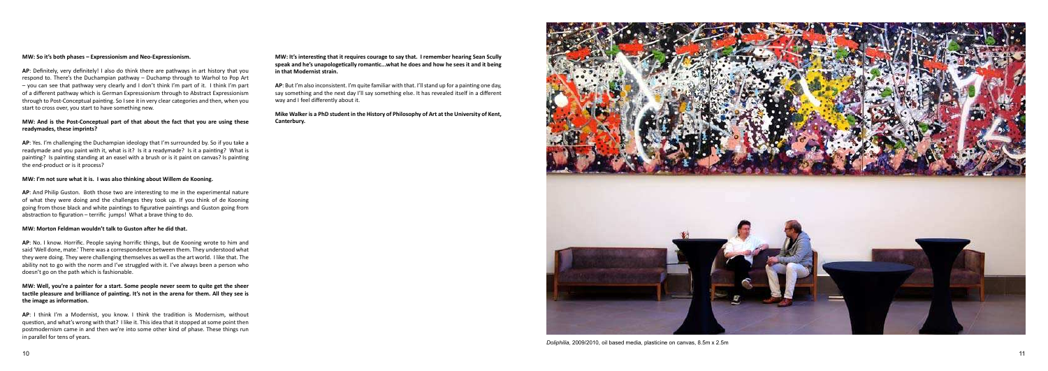**MW: So it's both phases – Expressionism and Neo-Expressionism.**

**AP**: Definitely, very definitely! I also do think there are pathways in art history that you respond to. There's the Duchampian pathway – Duchamp through to Warhol to Pop Art – you can see that pathway very clearly and I don't think I'm part of it. I think I'm part of a different pathway which is German Expressionism through to Abstract Expressionism through to Post-Conceptual painting. So I see it in very clear categories and then, when you start to cross over, you start to have something new.

**MW: And is the Post-Conceptual part of that about the fact that you are using these readymades, these imprints?**

**AP**: Yes. I'm challenging the Duchampian ideology that I'm surrounded by. So if you take a readymade and you paint with it, what is it? Is it a readymade? Is it a painting? What is painting? Is painting standing at an easel with a brush or is it paint on canvas? Is painting the end-product or is it process?

**MW: I'm not sure what it is. I was also thinking about Willem de Kooning.**

**AP**: And Philip Guston. Both those two are interesting to me in the experimental nature of what they were doing and the challenges they took up. If you think of de Kooning going from those black and white paintings to figurative paintings and Guston going from abstraction to figuration – terrific jumps! What a brave thing to do.

**MW: Morton Feldman wouldn't talk to Guston after he did that.**

**AP**: No. I know. Horrific. People saying horrific things, but de Kooning wrote to him and said 'Well done, mate.' There was a correspondence between them. They understood what they were doing. They were challenging themselves as well as the art world. I like that. The ability not to go with the norm and I've struggled with it. I've always been a person who doesn't go on the path which is fashionable.

**MW: Well, you're a painter for a start. Some people never seem to quite get the sheer tactile pleasure and brilliance of painting. It's not in the arena for them. All they see is the image as information.**

**AP**: I think I'm a Modernist, you know. I think the tradition is Modernism, without question, and what's wrong with that? I like it. This idea that it stopped at some point then postmodernism came in and then we're into some other kind of phase. These things run in parallel for tens of years.

**MW: It's interesting that it requires courage to say that. I remember hearing Sean Scully speak and he's unapologetically romantic...what he does and how he sees it and it being in that Modernist strain.**

**AP**: But I'm also inconsistent. I'm quite familiar with that. I'll stand up for a painting one day, say something and the next day I'll say something else. It has revealed itself in a different way and I feel differently about it.

**Mike Walker is a PhD student in the History of Philosophy of Art at the University of Kent, Canterbury.**

*Doliphilia*, 2009/2010, oil based media, plasticine on canvas, 8.5m x 2.5m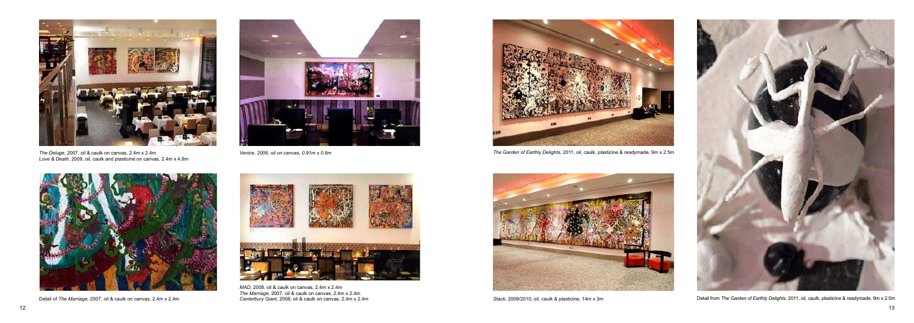*The Deluge*, 2007, oil & caulk on canvas, 2.4m x 2.4m
*Love & Death*, 2009, oil, caulk and plasticine on canvas, 2.4m x 4.8m

Detail of *The Marriage*, 2007, oil & caulk on canvas, 2.4m x 2.4m

*Venice, 2006, oil on canvas, 0.91m x 0.6m*

*MAD*, 2008, oil & caulk on canvas, 2.4m x 2.4m
*The Marriage*, 2007, oil & caulk on canvas, 2.4m x 2.4m
*Canterbury Giant*, 2008, oil & caulk on canvas, 2.4m x 2.4m

*The Garden of Earthly Delights*, 2011, oil, caulk, plasticine & readymade, 9m x 2.5m

*Stack*, 2009/2010, oil, caulk & plasticine, 14m x 3m

Detail from *The Garden of Earthly Delights*, 2011, oil, caulk, plasticine & readymade, 9m x 2.5m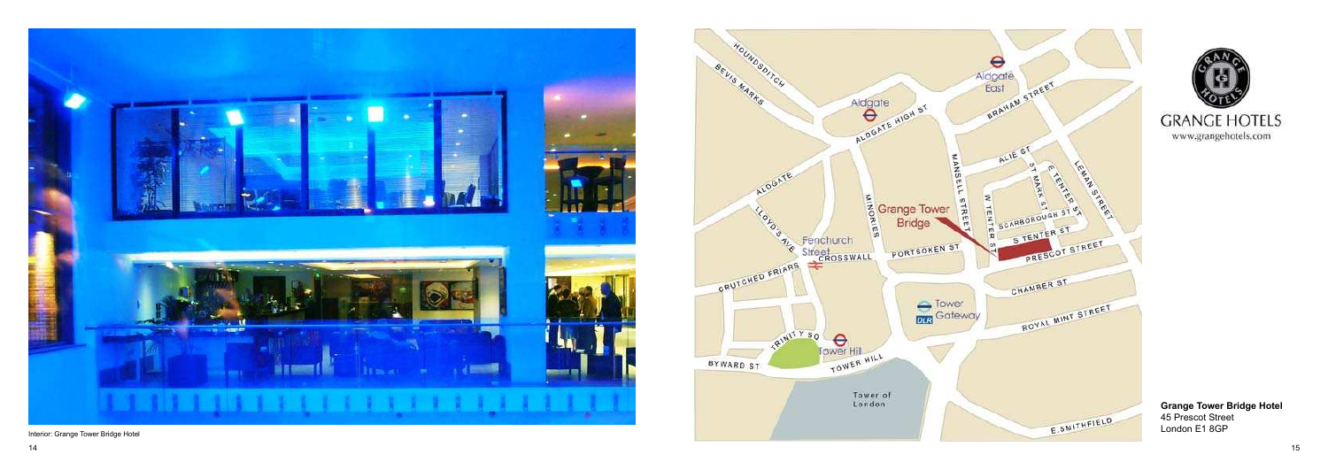Interior: Grange Tower Bridge Hotel

GRANGE HOTELS
www.grangehotels.com

**Grange Tower Bridge Hotel**
45 Prescot Street
London E1 8GP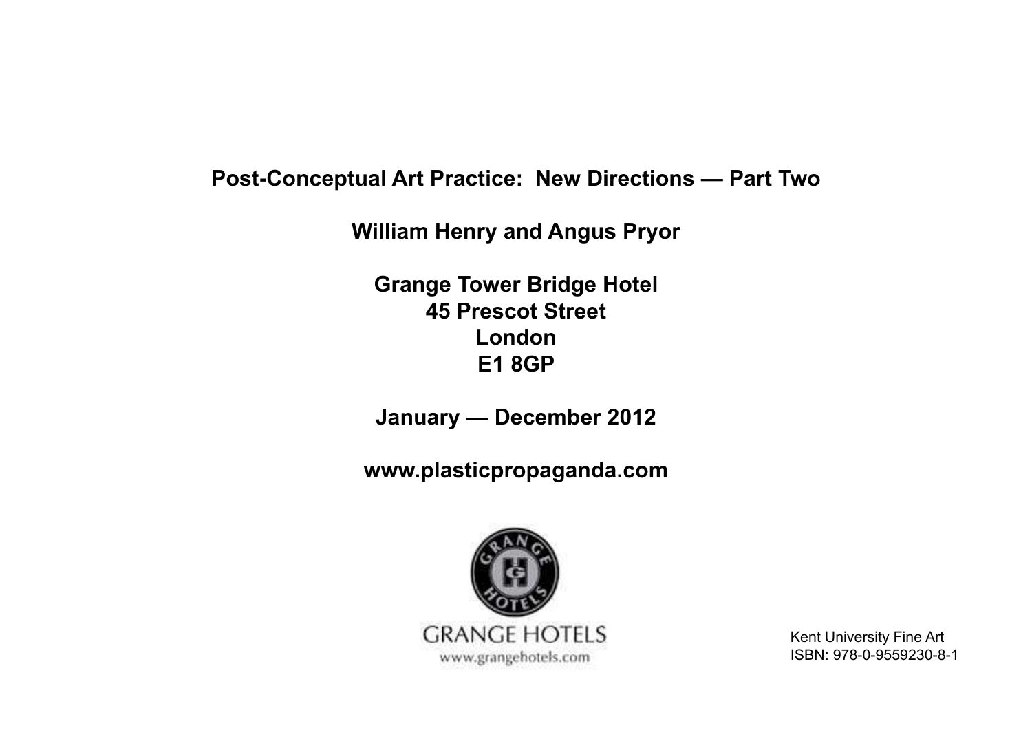**Post-Conceptual Art Practice: New Directions — Part Two**

**William Henry and Angus Pryor**

**Grange Tower Bridge Hotel**
**45 Prescot Street**
**London**
**E1 8GP**

**January — December 2012**

**www.plasticpropaganda.com**

GRANGE HOTELS
www.grangehotels.com

Kent University Fine Art
ISBN: 978-0-9559230-8-1